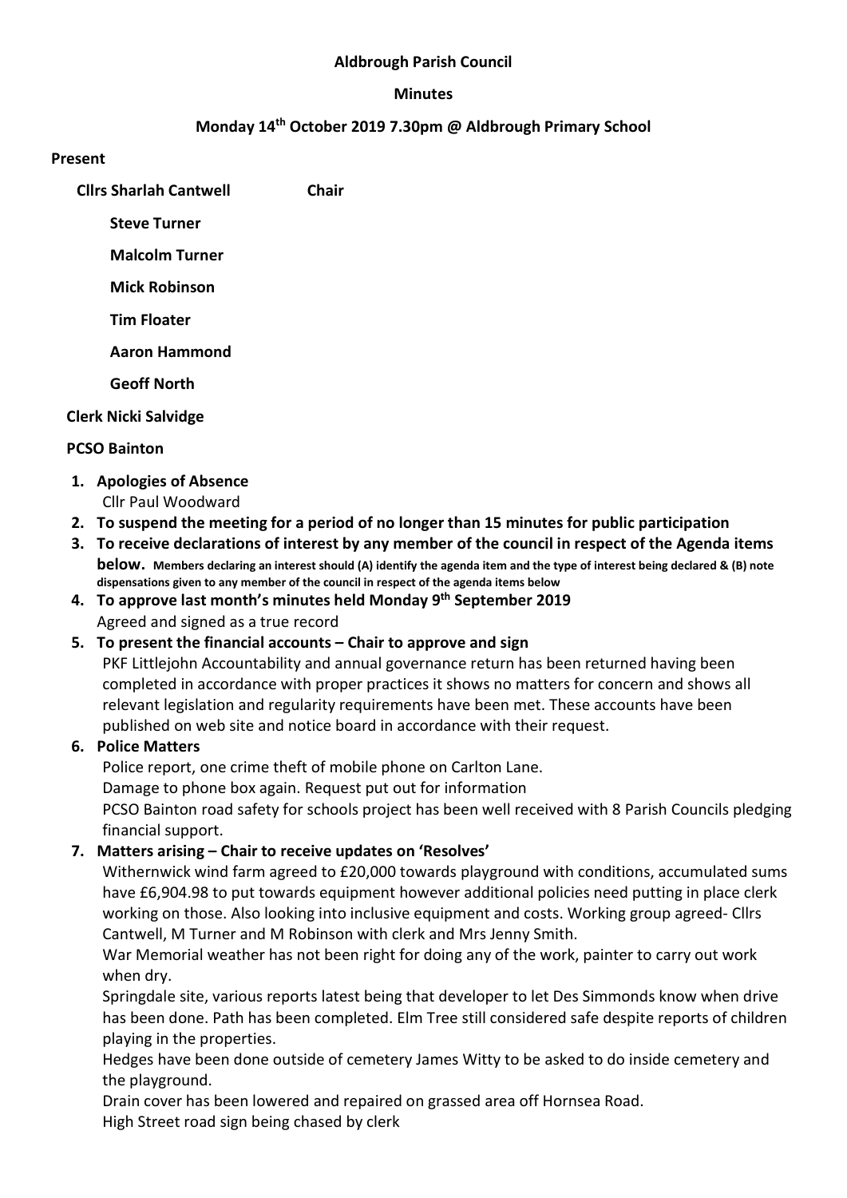**Aldbrough Parish Council**

**Minutes**

**Monday 14th October 2019 7.30pm @ Aldbrough Primary School**

**Present**

**Cllrs Sharlah Cantwell** **Chair**

**Steve Turner**

**Malcolm Turner**

**Mick Robinson**

**Tim Floater**

**Aaron Hammond**

**Geoff North**

**Clerk Nicki Salvidge**

**PCSO Bainton**

1. **Apologies of Absence**
   Cllr Paul Woodward
2. **To suspend the meeting for a period of no longer than 15 minutes for public participation**
3. **To receive declarations of interest by any member of the council in respect of the Agenda items below. Members declaring an interest should (A) identify the agenda item and the type of interest being declared & (B) note dispensations given to any member of the council in respect of the agenda items below**
4. **To approve last month's minutes held Monday 9th September 2019**
   Agreed and signed as a true record
5. **To present the financial accounts – Chair to approve and sign**
   PKF Littlejohn Accountability and annual governance return has been returned having been completed in accordance with proper practices it shows no matters for concern and shows all relevant legislation and regularity requirements have been met. These accounts have been published on web site and notice board in accordance with their request.
6. **Police Matters**
   Police report, one crime theft of mobile phone on Carlton Lane.
   Damage to phone box again. Request put out for information
   PCSO Bainton road safety for schools project has been well received with 8 Parish Councils pledging financial support.
7. **Matters arising – Chair to receive updates on 'Resolves'**
   Withernwick wind farm agreed to £20,000 towards playground with conditions, accumulated sums have £6,904.98 to put towards equipment however additional policies need putting in place clerk working on those. Also looking into inclusive equipment and costs. Working group agreed- Cllrs Cantwell, M Turner and M Robinson with clerk and Mrs Jenny Smith.
   War Memorial weather has not been right for doing any of the work, painter to carry out work when dry.
   Springdale site, various reports latest being that developer to let Des Simmonds know when drive has been done. Path has been completed. Elm Tree still considered safe despite reports of children playing in the properties.
   Hedges have been done outside of cemetery James Witty to be asked to do inside cemetery and the playground.
   Drain cover has been lowered and repaired on grassed area off Hornsea Road.
   High Street road sign being chased by clerk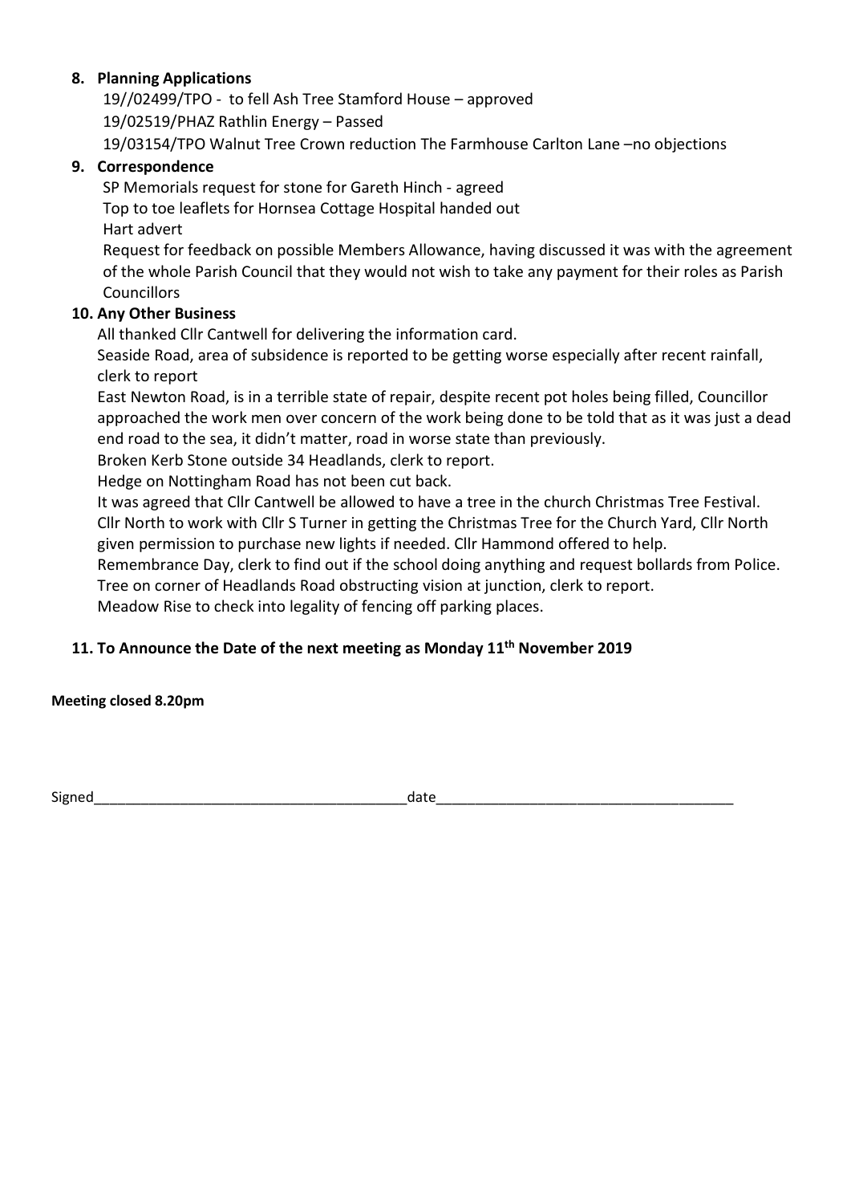## 8. Planning Applications

19//02499/TPO - to fell Ash Tree Stamford House – approved
19/02519/PHAZ Rathlin Energy – Passed
19/03154/TPO Walnut Tree Crown reduction The Farmhouse Carlton Lane –no objections

## 9. Correspondence

SP Memorials request for stone for Gareth Hinch - agreed
Top to toe leaflets for Hornsea Cottage Hospital handed out
Hart advert
Request for feedback on possible Members Allowance, having discussed it was with the agreement of the whole Parish Council that they would not wish to take any payment for their roles as Parish Councillors

## 10. Any Other Business

All thanked Cllr Cantwell for delivering the information card.
Seaside Road, area of subsidence is reported to be getting worse especially after recent rainfall, clerk to report
East Newton Road, is in a terrible state of repair, despite recent pot holes being filled, Councillor approached the work men over concern of the work being done to be told that as it was just a dead end road to the sea, it didn't matter, road in worse state than previously.
Broken Kerb Stone outside 34 Headlands, clerk to report.
Hedge on Nottingham Road has not been cut back.
It was agreed that Cllr Cantwell be allowed to have a tree in the church Christmas Tree Festival.
Cllr North to work with Cllr S Turner in getting the Christmas Tree for the Church Yard, Cllr North given permission to purchase new lights if needed. Cllr Hammond offered to help.
Remembrance Day, clerk to find out if the school doing anything and request bollards from Police.
Tree on corner of Headlands Road obstructing vision at junction, clerk to report.
Meadow Rise to check into legality of fencing off parking places.

## 11. To Announce the Date of the next meeting as Monday 11th November 2019

**Meeting closed 8.20pm**

Signed_______________________________________date_____________________________________